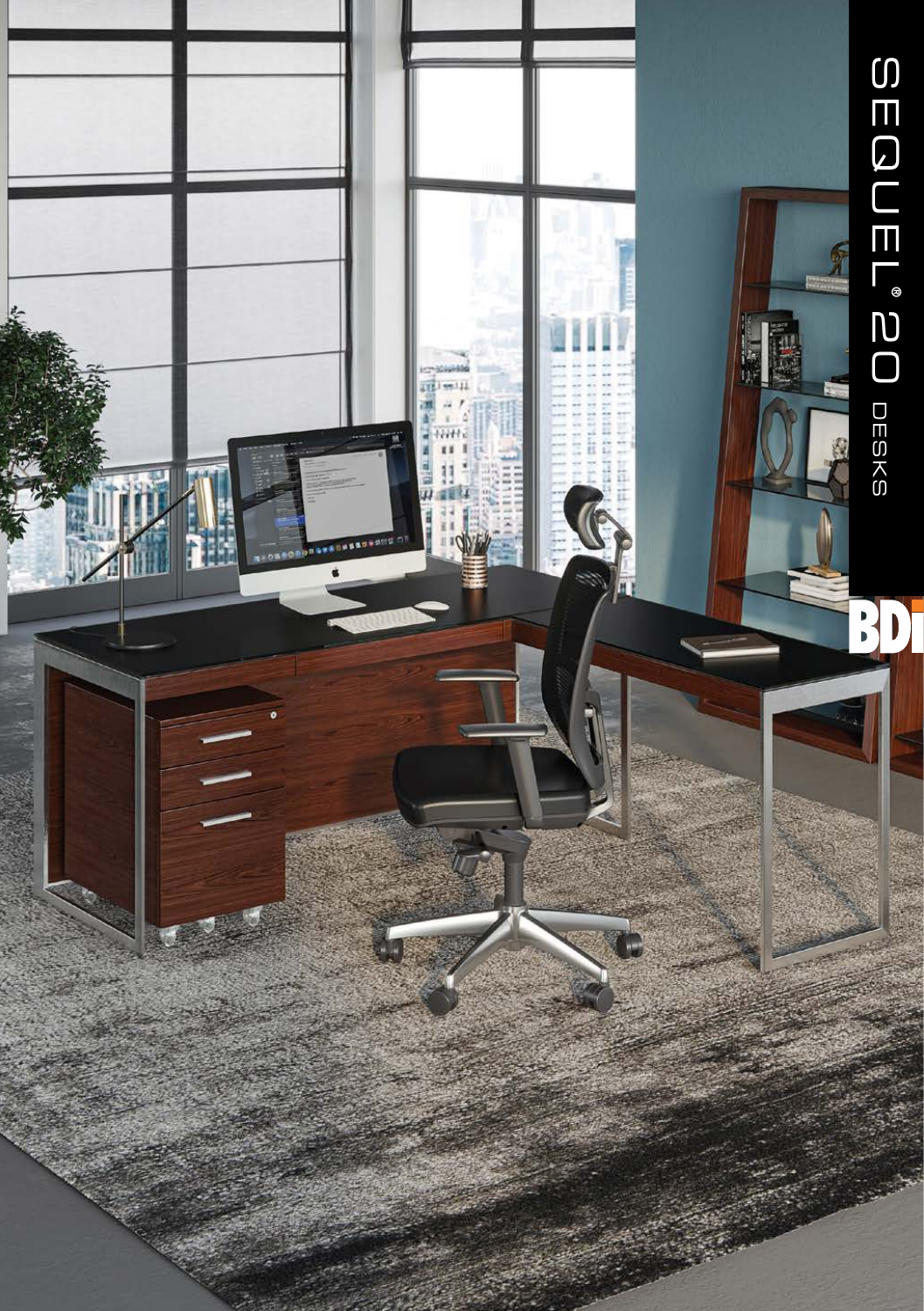# SEQUEL® 20 DESKS

BDI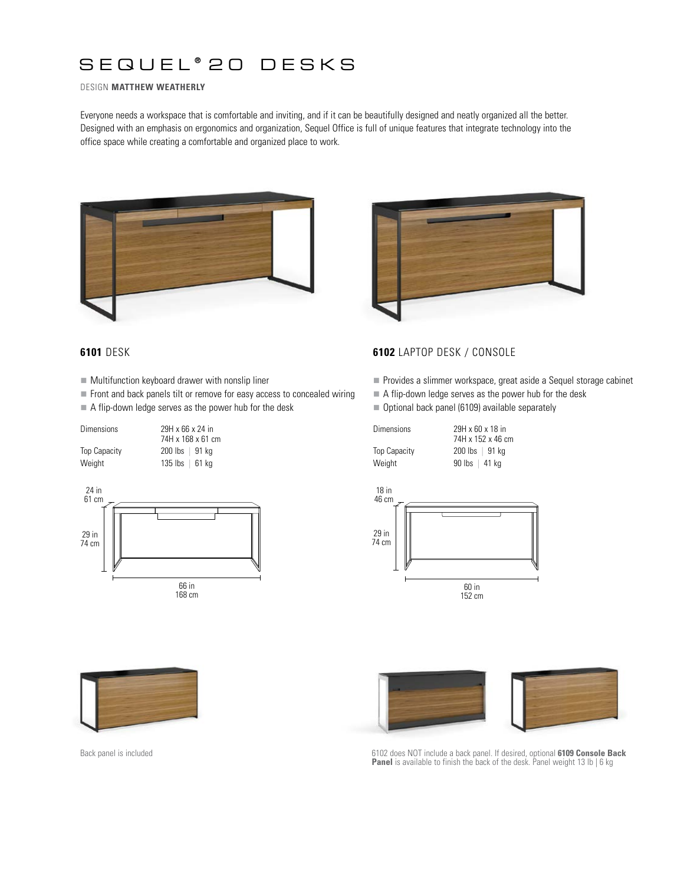# SEQUEL® 20 DESKS

DESIGN **MATTHEW WEATHERLY**

Everyone needs a workspace that is comfortable and inviting, and if it can be beautifully designed and neatly organized all the better. Designed with an emphasis on ergonomics and organization, Sequel Office is full of unique features that integrate technology into the office space while creating a comfortable and organized place to work.

## **6101** DESK

- Multifunction keyboard drawer with nonslip liner
- Front and back panels tilt or remove for easy access to concealed wiring
- A flip-down ledge serves as the power hub for the desk

| | |
|---|---|
| Dimensions | 29H x 66 x 24 in<br>74H x 168 x 61 cm |
| Top Capacity | 200 lbs \| 91 kg |
| Weight | 135 lbs \| 61 kg |

24 in
61 cm

29 in
74 cm

66 in
168 cm

Back panel is included

## **6102** LAPTOP DESK / CONSOLE

- Provides a slimmer workspace, great aside a Sequel storage cabinet
- A flip-down ledge serves as the power hub for the desk
- Optional back panel (6109) available separately

| | |
|---|---|
| Dimensions | 29H x 60 x 18 in<br>74H x 152 x 46 cm |
| Top Capacity | 200 lbs \| 91 kg |
| Weight | 90 lbs \| 41 kg |

18 in
46 cm

29 in
74 cm

60 in
152 cm

6102 does NOT include a back panel. If desired, optional **6109 Console Back Panel** is available to finish the back of the desk. Panel weight 13 lb | 6 kg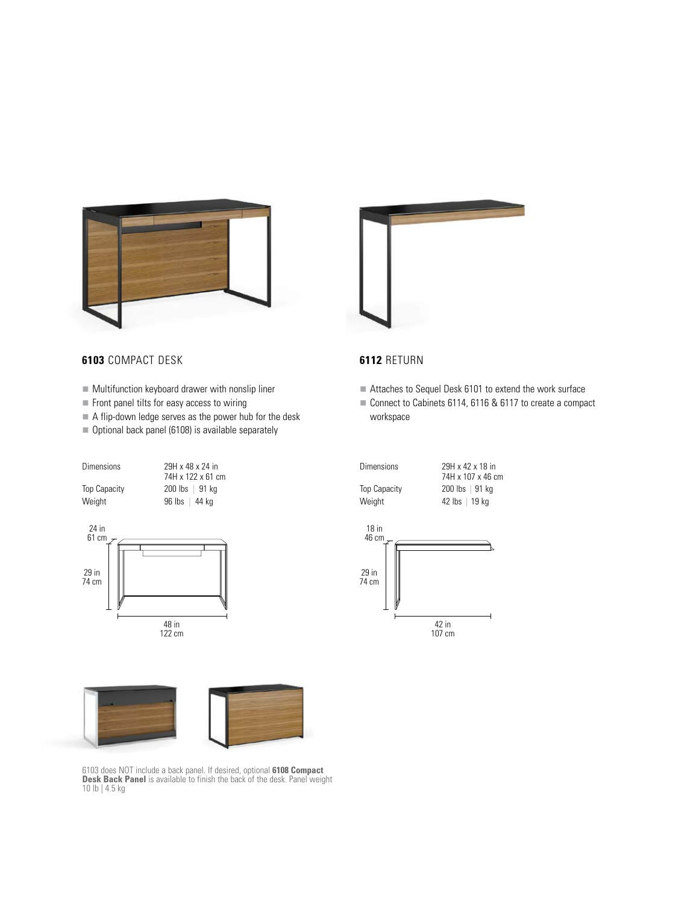## **6103** COMPACT DESK

- Multifunction keyboard drawer with nonslip liner
- Front panel tilts for easy access to wiring
- A flip-down ledge serves as the power hub for the desk
- Optional back panel (6108) is available separately

| | |
|---|---|
| Dimensions | 29H x 48 x 24 in<br>74H x 122 x 61 cm |
| Top Capacity | 200 lbs \| 91 kg |
| Weight | 96 lbs \| 44 kg |

24 in
61 cm

29 in
74 cm

48 in
122 cm

6103 does NOT include a back panel. If desired, optional **6108 Compact Desk Back Panel** is available to finish the back of the desk. Panel weight 10 lb | 4.5 kg

## **6112** RETURN

- Attaches to Sequel Desk 6101 to extend the work surface
- Connect to Cabinets 6114, 6116 & 6117 to create a compact workspace

| | |
|---|---|
| Dimensions | 29H x 42 x 18 in<br>74H x 107 x 46 cm |
| Top Capacity | 200 lbs \| 91 kg |
| Weight | 42 lbs \| 19 kg |

18 in
46 cm

29 in
74 cm

42 in
107 cm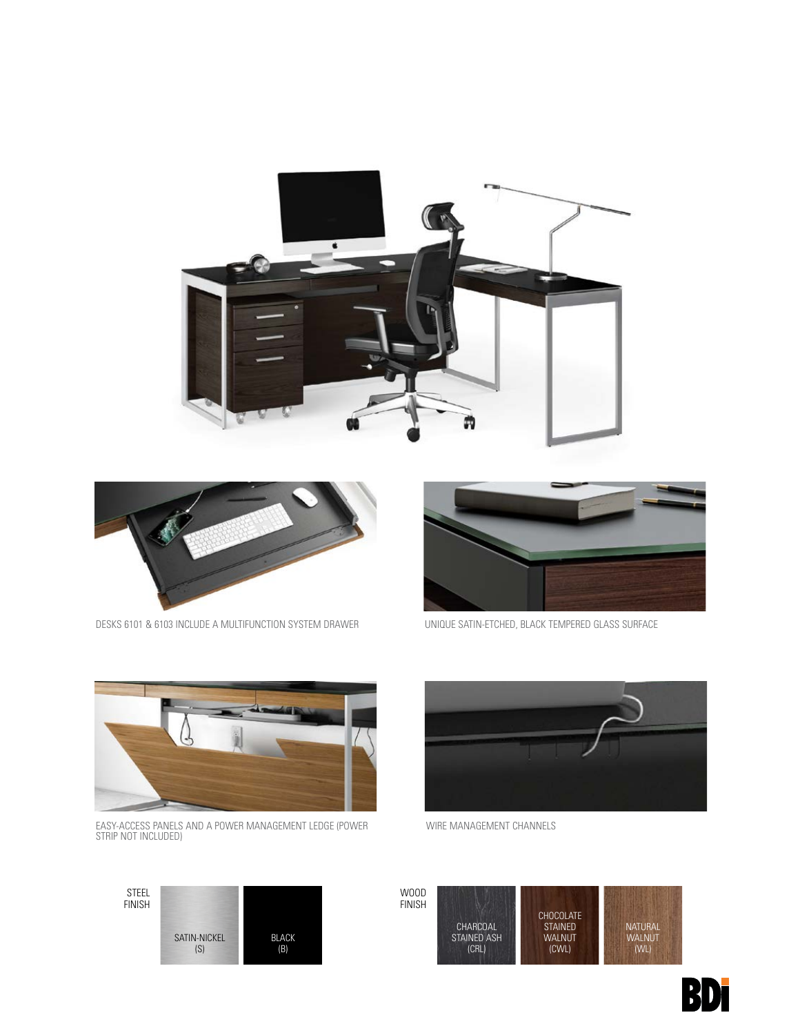DESKS 6101 & 6103 INCLUDE A MULTIFUNCTION SYSTEM DRAWER

UNIQUE SATIN-ETCHED, BLACK TEMPERED GLASS SURFACE

EASY-ACCESS PANELS AND A POWER MANAGEMENT LEDGE (POWER STRIP NOT INCLUDED)

WIRE MANAGEMENT CHANNELS

STEEL FINISH

- SATIN-NICKEL (S)
- BLACK (B)

WOOD FINISH

- CHARCOAL STAINED ASH (CRL)
- CHOCOLATE STAINED WALNUT (CWL)
- NATURAL WALNUT (WL)

BDI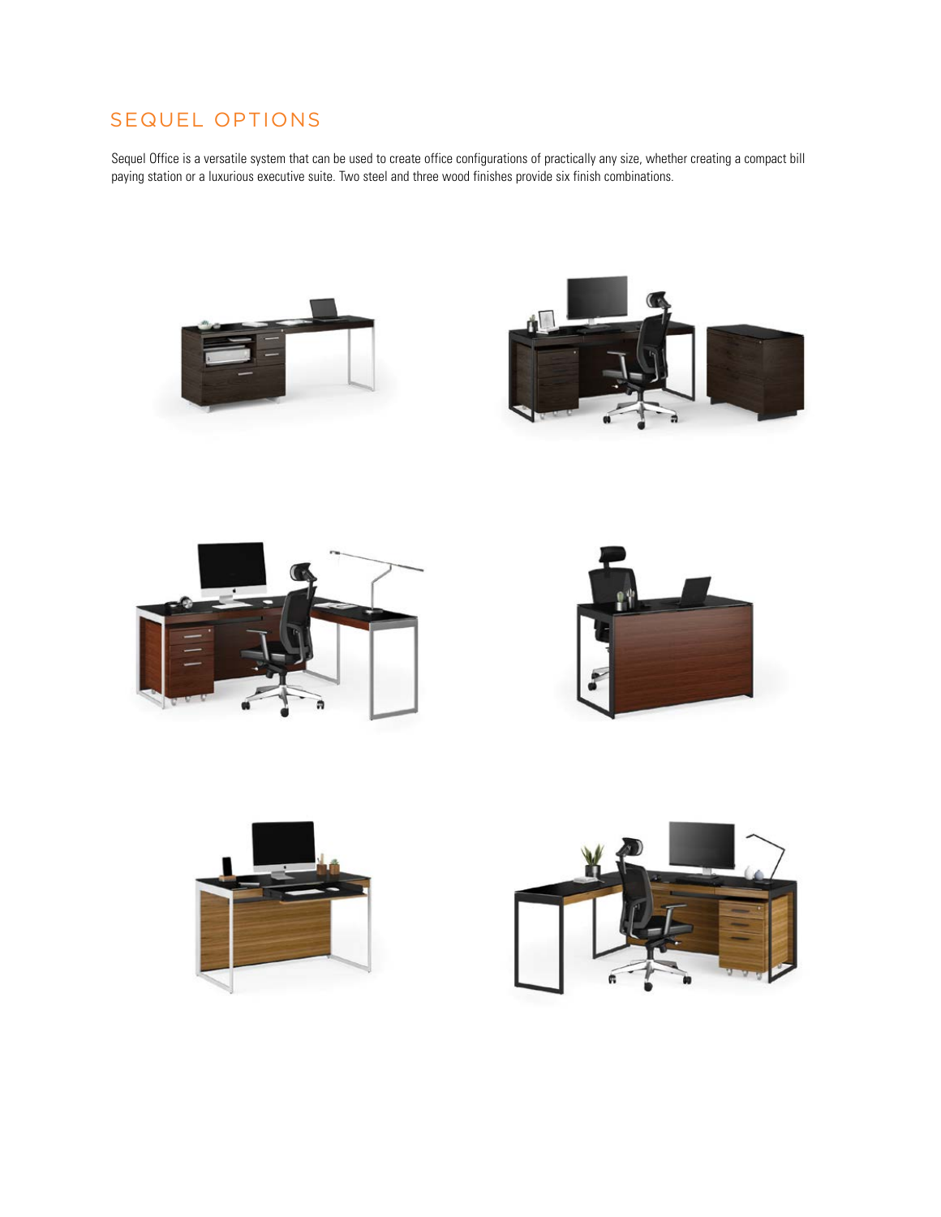## SEQUEL OPTIONS

Sequel Office is a versatile system that can be used to create office configurations of practically any size, whether creating a compact bill paying station or a luxurious executive suite. Two steel and three wood finishes provide six finish combinations.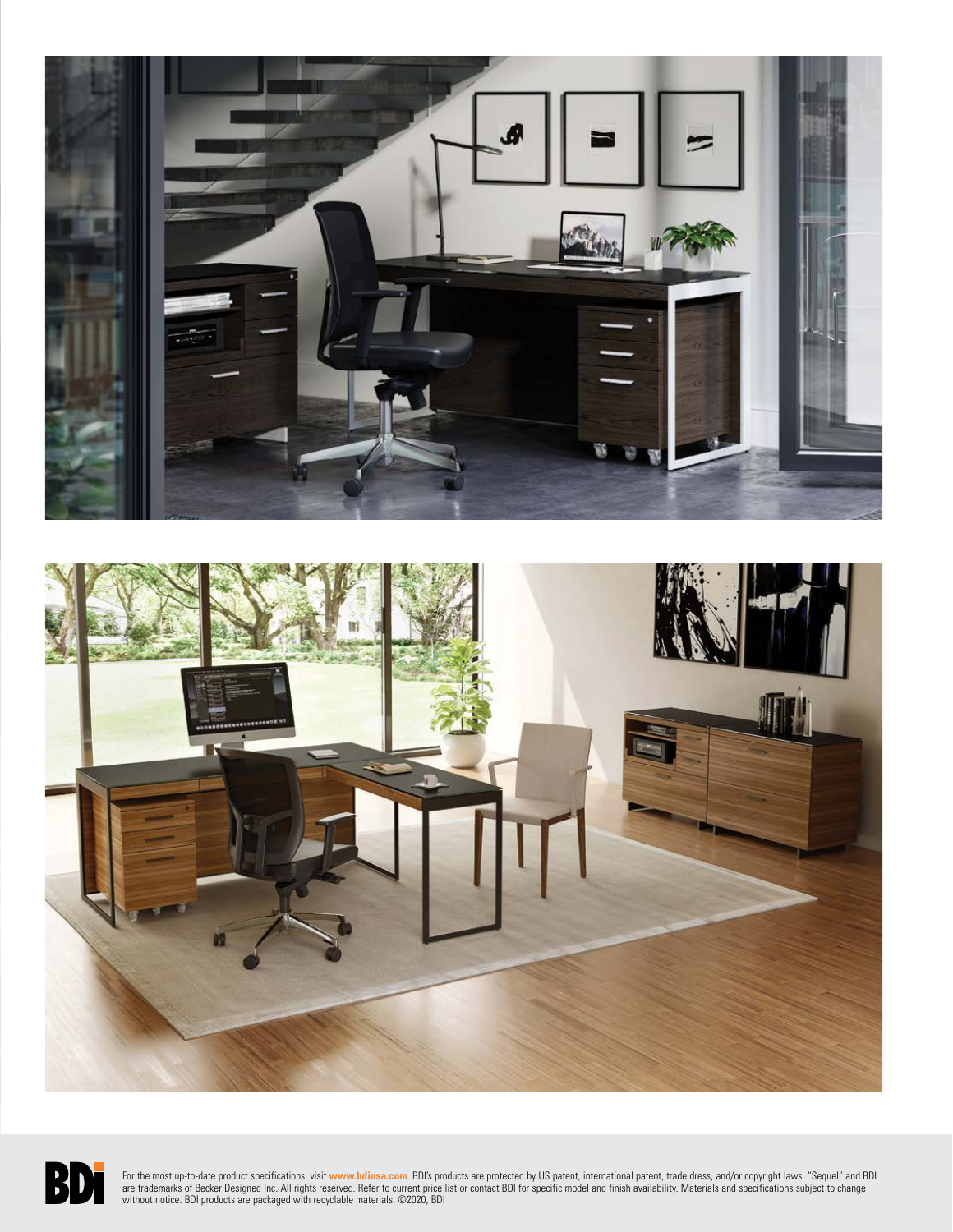BDI

For the most up-to-date product specifications, visit www.bdiusa.com. BDI's products are protected by US patent, international patent, trade dress, and/or copyright laws. "Sequel" and BDI are trademarks of Becker Designed Inc. All rights reserved. Refer to current price list or contact BDI for specific model and finish availability. Materials and specifications subject to change without notice. BDI products are packaged with recyclable materials. ©2020, BDI